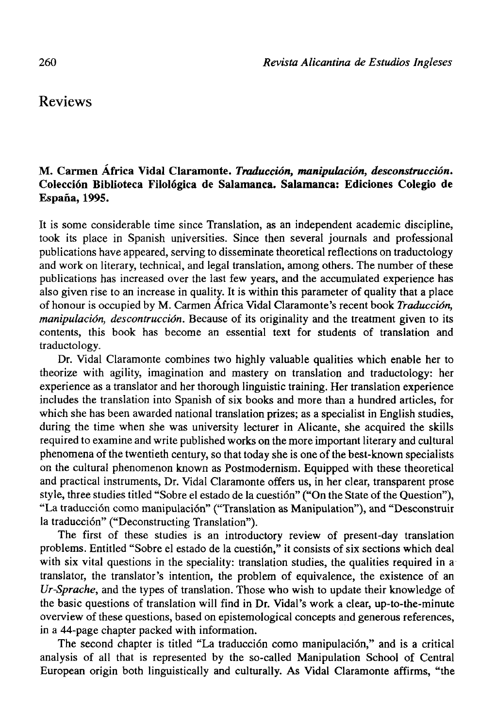# Reviews

**M. Carmen África Vidal Claramonte. *Traducción, manipulación, desconstrucción*. Colección Biblioteca Filológica de Salamanca. Salamanca: Ediciones Colegio de España, 1995.**

It is some considerable time since Translation, as an independent academic discipline, took its place in Spanish universities. Since then several journals and professional publications have appeared, serving to disseminate theoretical reflections on traductology and work on literary, technical, and legal translation, among others. The number of these publications has increased over the last few years, and the accumulated experience has also given rise to an increase in quality. It is within this parameter of quality that a place of honour is occupied by M. Carmen África Vidal Claramonte's recent book *Traducción, manipulación, descontrucción*. Because of its originality and the treatment given to its contents, this book has become an essential text for students of translation and traductology.

Dr. Vidal Claramonte combines two highly valuable qualities which enable her to theorize with agility, imagination and mastery on translation and traductology: her experience as a translator and her thorough linguistic training. Her translation experience includes the translation into Spanish of six books and more than a hundred articles, for which she has been awarded national translation prizes; as a specialist in English studies, during the time when she was university lecturer in Alicante, she acquired the skills required to examine and write published works on the more important literary and cultural phenomena of the twentieth century, so that today she is one of the best-known specialists on the cultural phenomenon known as Postmodernism. Equipped with these theoretical and practical instruments, Dr. Vidal Claramonte offers us, in her clear, transparent prose style, three studies titled "Sobre el estado de la cuestión" ("On the State of the Question"), "La traducción como manipulación" ("Translation as Manipulation"), and "Desconstruir la traducción" ("Deconstructing Translation").

The first of these studies is an introductory review of present-day translation problems. Entitled "Sobre el estado de la cuestión," it consists of six sections which deal with six vital questions in the speciality: translation studies, the qualities required in a translator, the translator's intention, the problem of equivalence, the existence of an *Ur-Sprache*, and the types of translation. Those who wish to update their knowledge of the basic questions of translation will find in Dr. Vidal's work a clear, up-to-the-minute overview of these questions, based on epistemological concepts and generous references, in a 44-page chapter packed with information.

The second chapter is titled "La traducción como manipulación," and is a critical analysis of all that is represented by the so-called Manipulation School of Central European origin both linguistically and culturally. As Vidal Claramonte affirms, "the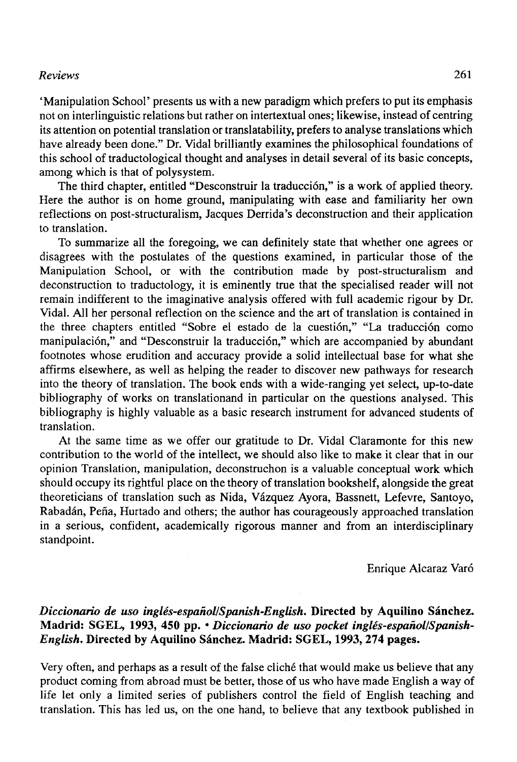'Manipulation School' presents us with a new paradigm which prefers to put its emphasis not on interlinguistic relations but rather on intertextual ones; likewise, instead of centring its attention on potential translation or translatability, prefers to analyse translations which have already been done." Dr. Vidal brilliantly examines the philosophical foundations of this school of traductological thought and analyses in detail several of its basic concepts, among which is that of polysystem.

The third chapter, entitled "Desconstruir la traducción," is a work of applied theory. Here the author is on home ground, manipulating with ease and familiarity her own reflections on post-structuralism, Jacques Derrida's deconstruction and their application to translation.

To summarize all the foregoing, we can definitely state that whether one agrees or disagrees with the postulates of the questions examined, in particular those of the Manipulation School, or with the contribution made by post-structuralism and deconstruction to traductology, it is eminently true that the specialised reader will not remain indifferent to the imaginative analysis offered with full academic rigour by Dr. Vidal. All her personal reflection on the science and the art of translation is contained in the three chapters entitled "Sobre el estado de la cuestión," "La traducción como manipulación," and "Desconstruir la traducción," which are accompanied by abundant footnotes whose erudition and accuracy provide a solid intellectual base for what she affirms elsewhere, as well as helping the reader to discover new pathways for research into the theory of translation. The book ends with a wide-ranging yet select, up-to-date bibliography of works on translationand in particular on the questions analysed. This bibliography is highly valuable as a basic research instrument for advanced students of translation.

At the same time as we offer our gratitude to Dr. Vidal Claramonte for this new contribution to the world of the intellect, we should also like to make it clear that in our opinion Translation, manipulation, deconstruchon is a valuable conceptual work which should occupy its rightful place on the theory of translation bookshelf, alongside the great theoreticians of translation such as Nida, Vázquez Ayora, Bassnett, Lefevre, Santoyo, Rabadán, Peña, Hurtado and others; the author has courageously approached translation in a serious, confident, academically rigorous manner and from an interdisciplinary standpoint.

Enrique Alcaraz Varó

***Diccionario de uso inglés-español/Spanish-English*. Directed by Aquilino Sánchez. Madrid: SGEL, 1993, 450 pp. • *Diccionario de uso pocket inglés-español/Spanish-English*. Directed by Aquilino Sánchez. Madrid: SGEL, 1993, 274 pages.**

Very often, and perhaps as a result of the false cliché that would make us believe that any product coming from abroad must be better, those of us who have made English a way of life let only a limited series of publishers control the field of English teaching and translation. This has led us, on the one hand, to believe that any textbook published in